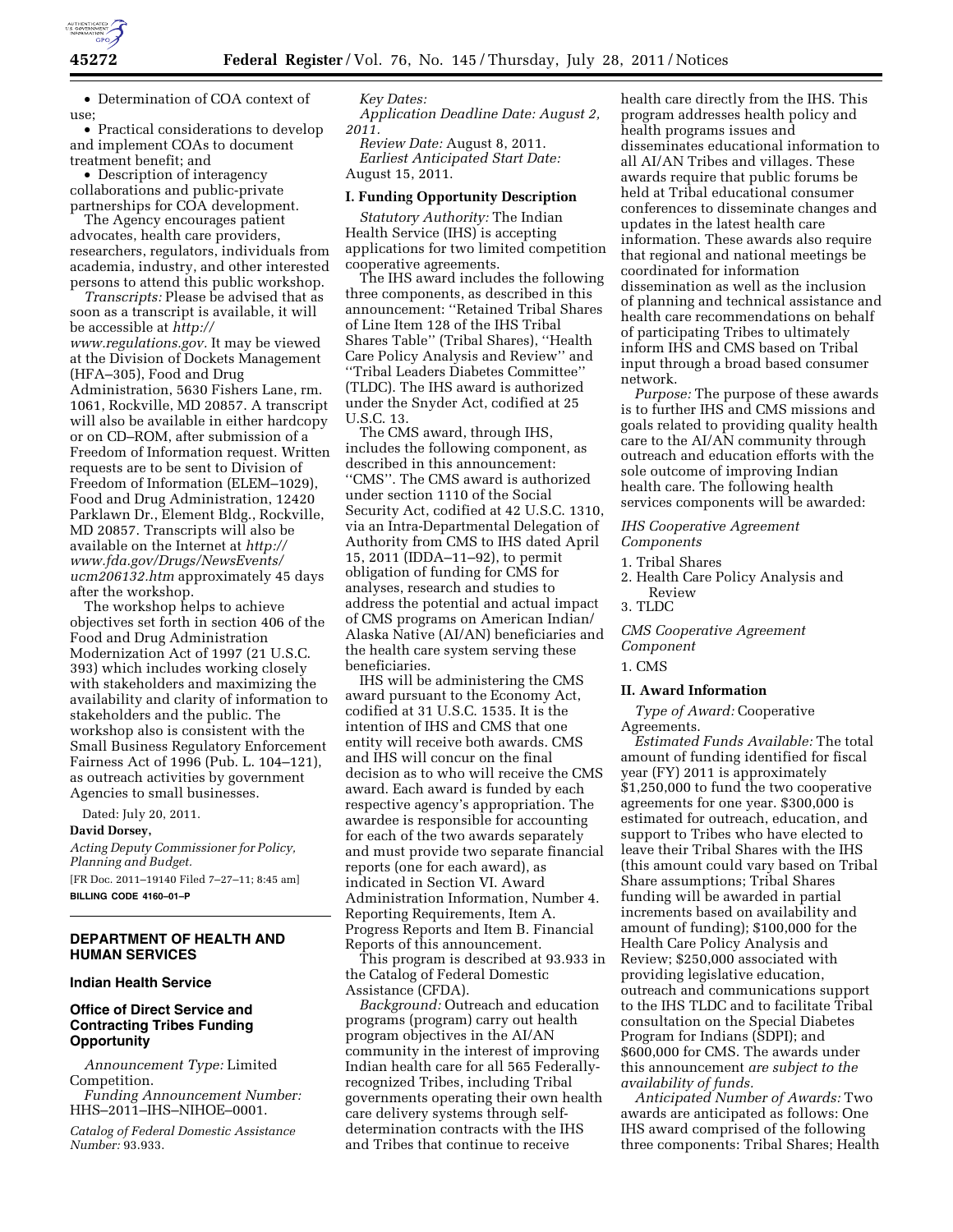• Determination of COA context of use;

• Practical considerations to develop and implement COAs to document treatment benefit; and

• Description of interagency collaborations and public-private partnerships for COA development.

The Agency encourages patient advocates, health care providers, researchers, regulators, individuals from academia, industry, and other interested persons to attend this public workshop.

*Transcripts:* Please be advised that as soon as a transcript is available, it will be accessible at *http://www.regulations.gov.* It may be viewed at the Division of Dockets Management (HFA–305), Food and Drug Administration, 5630 Fishers Lane, rm. 1061, Rockville, MD 20857. A transcript will also be available in either hardcopy or on CD–ROM, after submission of a Freedom of Information request. Written requests are to be sent to Division of Freedom of Information (ELEM–1029), Food and Drug Administration, 12420 Parklawn Dr., Element Bldg., Rockville, MD 20857. Transcripts will also be available on the Internet at *http://www.fda.gov/Drugs/NewsEvents/ucm206132.htm* approximately 45 days after the workshop.

The workshop helps to achieve objectives set forth in section 406 of the Food and Drug Administration Modernization Act of 1997 (21 U.S.C. 393) which includes working closely with stakeholders and maximizing the availability and clarity of information to stakeholders and the public. The workshop also is consistent with the Small Business Regulatory Enforcement Fairness Act of 1996 (Pub. L. 104–121), as outreach activities by government Agencies to small businesses.

Dated: July 20, 2011.

**David Dorsey,**

*Acting Deputy Commissioner for Policy, Planning and Budget.*

[FR Doc. 2011–19140 Filed 7–27–11; 8:45 am]

**BILLING CODE 4160–01–P**

## DEPARTMENT OF HEALTH AND HUMAN SERVICES

### Indian Health Service

### Office of Direct Service and Contracting Tribes Funding Opportunity

*Announcement Type:* Limited Competition.

*Funding Announcement Number:* HHS–2011–IHS–NIHOE–0001.

*Catalog of Federal Domestic Assistance Number:* 93.933.

*Key Dates:*

*Application Deadline Date: August 2, 2011.*

*Review Date:* August 8, 2011.

*Earliest Anticipated Start Date:* August 15, 2011.

#### I. Funding Opportunity Description

*Statutory Authority:* The Indian Health Service (IHS) is accepting applications for two limited competition cooperative agreements.

The IHS award includes the following three components, as described in this announcement: ''Retained Tribal Shares of Line Item 128 of the IHS Tribal Shares Table'' (Tribal Shares), ''Health Care Policy Analysis and Review'' and ''Tribal Leaders Diabetes Committee'' (TLDC). The IHS award is authorized under the Snyder Act, codified at 25 U.S.C. 13.

The CMS award, through IHS, includes the following component, as described in this announcement: ''CMS''. The CMS award is authorized under section 1110 of the Social Security Act, codified at 42 U.S.C. 1310, via an Intra-Departmental Delegation of Authority from CMS to IHS dated April 15, 2011 (IDDA–11–92), to permit obligation of funding for CMS for analyses, research and studies to address the potential and actual impact of CMS programs on American Indian/Alaska Native (AI/AN) beneficiaries and the health care system serving these beneficiaries.

IHS will be administering the CMS award pursuant to the Economy Act, codified at 31 U.S.C. 1535. It is the intention of IHS and CMS that one entity will receive both awards. CMS and IHS will concur on the final decision as to who will receive the CMS award. Each award is funded by each respective agency's appropriation. The awardee is responsible for accounting for each of the two awards separately and must provide two separate financial reports (one for each award), as indicated in Section VI. Award Administration Information, Number 4. Reporting Requirements, Item A. Progress Reports and Item B. Financial Reports of this announcement.

This program is described at 93.933 in the Catalog of Federal Domestic Assistance (CFDA).

*Background:* Outreach and education programs (program) carry out health program objectives in the AI/AN community in the interest of improving Indian health care for all 565 Federally-recognized Tribes, including Tribal governments operating their own health care delivery systems through self-determination contracts with the IHS and Tribes that continue to receive health care directly from the IHS. This program addresses health policy and health programs issues and disseminates educational information to all AI/AN Tribes and villages. These awards require that public forums be held at Tribal educational consumer conferences to disseminate changes and updates in the latest health care information. These awards also require that regional and national meetings be coordinated for information dissemination as well as the inclusion of planning and technical assistance and health care recommendations on behalf of participating Tribes to ultimately inform IHS and CMS based on Tribal input through a broad based consumer network.

*Purpose:* The purpose of these awards is to further IHS and CMS missions and goals related to providing quality health care to the AI/AN community through outreach and education efforts with the sole outcome of improving Indian health care. The following health services components will be awarded:

*IHS Cooperative Agreement Components*

1. Tribal Shares
2. Health Care Policy Analysis and Review
3. TLDC

*CMS Cooperative Agreement Component*

1. CMS

#### II. Award Information

*Type of Award:* Cooperative Agreements.

*Estimated Funds Available:* The total amount of funding identified for fiscal year (FY) 2011 is approximately $1,250,000 to fund the two cooperative agreements for one year. $300,000 is estimated for outreach, education, and support to Tribes who have elected to leave their Tribal Shares with the IHS (this amount could vary based on Tribal Share assumptions; Tribal Shares funding will be awarded in partial increments based on availability and amount of funding); $100,000 for the Health Care Policy Analysis and Review; $250,000 associated with providing legislative education, outreach and communications support to the IHS TLDC and to facilitate Tribal consultation on the Special Diabetes Program for Indians (SDPI); and $600,000 for CMS. The awards under this announcement *are subject to the availability of funds.*

*Anticipated Number of Awards:* Two awards are anticipated as follows: One IHS award comprised of the following three components: Tribal Shares; Health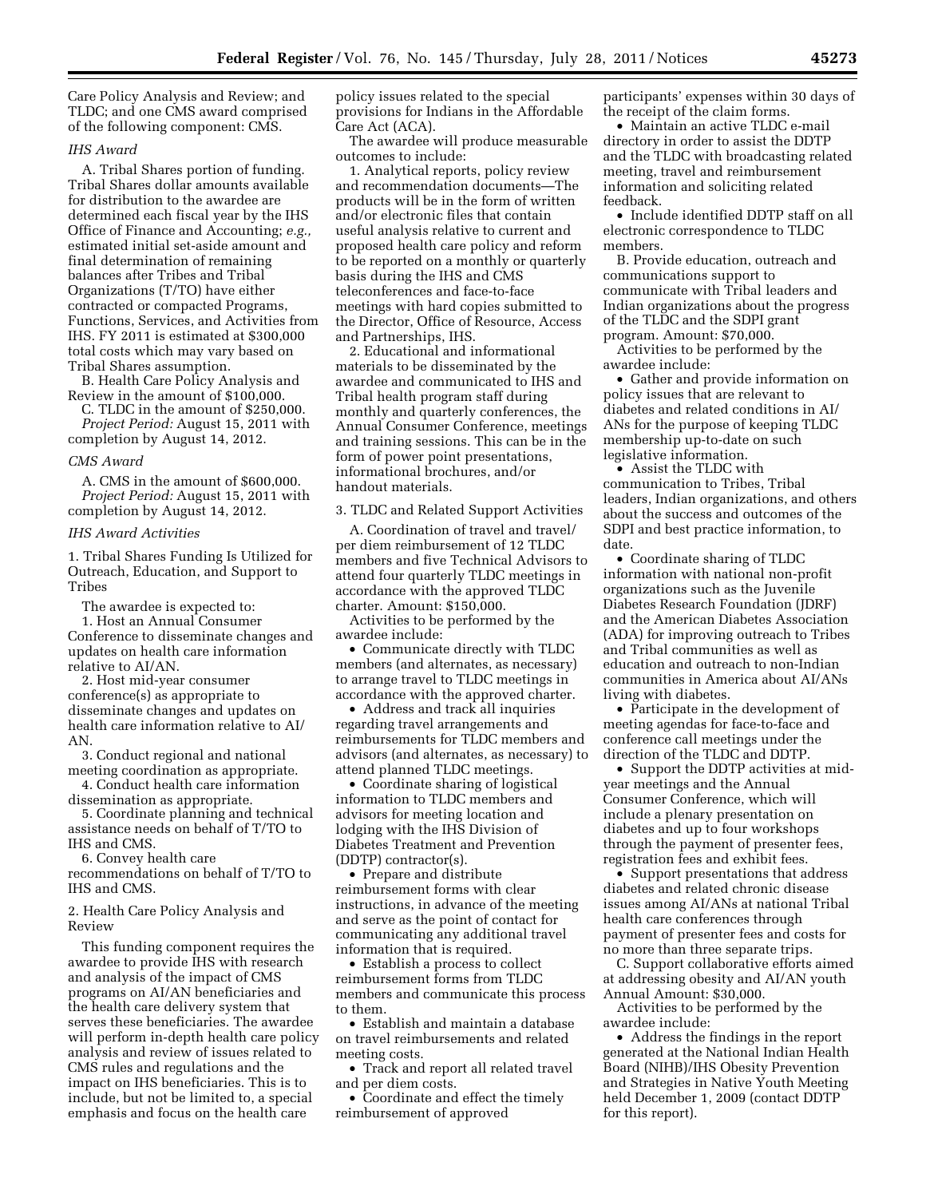Care Policy Analysis and Review; and TLDC; and one CMS award comprised of the following component: CMS.

*IHS Award*

A. Tribal Shares portion of funding. Tribal Shares dollar amounts available for distribution to the awardee are determined each fiscal year by the IHS Office of Finance and Accounting; *e.g.,* estimated initial set-aside amount and final determination of remaining balances after Tribes and Tribal Organizations (T/TO) have either contracted or compacted Programs, Functions, Services, and Activities from IHS. FY 2011 is estimated at $300,000 total costs which may vary based on Tribal Shares assumption.

B. Health Care Policy Analysis and Review in the amount of $100,000.

C. TLDC in the amount of $250,000.

*Project Period:* August 15, 2011 with completion by August 14, 2012.

*CMS Award*

A. CMS in the amount of $600,000.

*Project Period:* August 15, 2011 with completion by August 14, 2012.

*IHS Award Activities*

1. Tribal Shares Funding Is Utilized for Outreach, Education, and Support to Tribes

The awardee is expected to:

1. Host an Annual Consumer Conference to disseminate changes and updates on health care information relative to AI/AN.

2. Host mid-year consumer conference(s) as appropriate to disseminate changes and updates on health care information relative to AI/AN.

3. Conduct regional and national meeting coordination as appropriate.

4. Conduct health care information dissemination as appropriate.

5. Coordinate planning and technical assistance needs on behalf of T/TO to IHS and CMS.

6. Convey health care recommendations on behalf of T/TO to IHS and CMS.

2. Health Care Policy Analysis and Review

This funding component requires the awardee to provide IHS with research and analysis of the impact of CMS programs on AI/AN beneficiaries and the health care delivery system that serves these beneficiaries. The awardee will perform in-depth health care policy analysis and review of issues related to CMS rules and regulations and the impact on IHS beneficiaries. This is to include, but not be limited to, a special emphasis and focus on the health care policy issues related to the special provisions for Indians in the Affordable Care Act (ACA).

The awardee will produce measurable outcomes to include:

1. Analytical reports, policy review and recommendation documents—The products will be in the form of written and/or electronic files that contain useful analysis relative to current and proposed health care policy and reform to be reported on a monthly or quarterly basis during the IHS and CMS teleconferences and face-to-face meetings with hard copies submitted to the Director, Office of Resource, Access and Partnerships, IHS.

2. Educational and informational materials to be disseminated by the awardee and communicated to IHS and Tribal health program staff during monthly and quarterly conferences, the Annual Consumer Conference, meetings and training sessions. This can be in the form of power point presentations, informational brochures, and/or handout materials.

3. TLDC and Related Support Activities

A. Coordination of travel and travel/per diem reimbursement of 12 TLDC members and five Technical Advisors to attend four quarterly TLDC meetings in accordance with the approved TLDC charter. Amount: $150,000.

Activities to be performed by the awardee include:

- Communicate directly with TLDC members (and alternates, as necessary) to arrange travel to TLDC meetings in accordance with the approved charter.
- Address and track all inquiries regarding travel arrangements and reimbursements for TLDC members and advisors (and alternates, as necessary) to attend planned TLDC meetings.
- Coordinate sharing of logistical information to TLDC members and advisors for meeting location and lodging with the IHS Division of Diabetes Treatment and Prevention (DDTP) contractor(s).
- Prepare and distribute reimbursement forms with clear instructions, in advance of the meeting and serve as the point of contact for communicating any additional travel information that is required.
- Establish a process to collect reimbursement forms from TLDC members and communicate this process to them.
- Establish and maintain a database on travel reimbursements and related meeting costs.
- Track and report all related travel and per diem costs.
- Coordinate and effect the timely reimbursement of approved participants' expenses within 30 days of the receipt of the claim forms.
- Maintain an active TLDC e-mail directory in order to assist the DDTP and the TLDC with broadcasting related meeting, travel and reimbursement information and soliciting related feedback.
- Include identified DDTP staff on all electronic correspondence to TLDC members.

B. Provide education, outreach and communications support to communicate with Tribal leaders and Indian organizations about the progress of the TLDC and the SDPI grant program. Amount: $70,000.

Activities to be performed by the awardee include:

- Gather and provide information on policy issues that are relevant to diabetes and related conditions in AI/ANs for the purpose of keeping TLDC membership up-to-date on such legislative information.
- Assist the TLDC with communication to Tribes, Tribal leaders, Indian organizations, and others about the success and outcomes of the SDPI and best practice information, to date.
- Coordinate sharing of TLDC information with national non-profit organizations such as the Juvenile Diabetes Research Foundation (JDRF) and the American Diabetes Association (ADA) for improving outreach to Tribes and Tribal communities as well as education and outreach to non-Indian communities in America about AI/ANs living with diabetes.
- Participate in the development of meeting agendas for face-to-face and conference call meetings under the direction of the TLDC and DDTP.
- Support the DDTP activities at mid-year meetings and the Annual Consumer Conference, which will include a plenary presentation on diabetes and up to four workshops through the payment of presenter fees, registration fees and exhibit fees.
- Support presentations that address diabetes and related chronic disease issues among AI/ANs at national Tribal health care conferences through payment of presenter fees and costs for no more than three separate trips.

C. Support collaborative efforts aimed at addressing obesity and AI/AN youth Annual Amount: $30,000.

Activities to be performed by the awardee include:

- Address the findings in the report generated at the National Indian Health Board (NIHB)/IHS Obesity Prevention and Strategies in Native Youth Meeting held December 1, 2009 (contact DDTP for this report).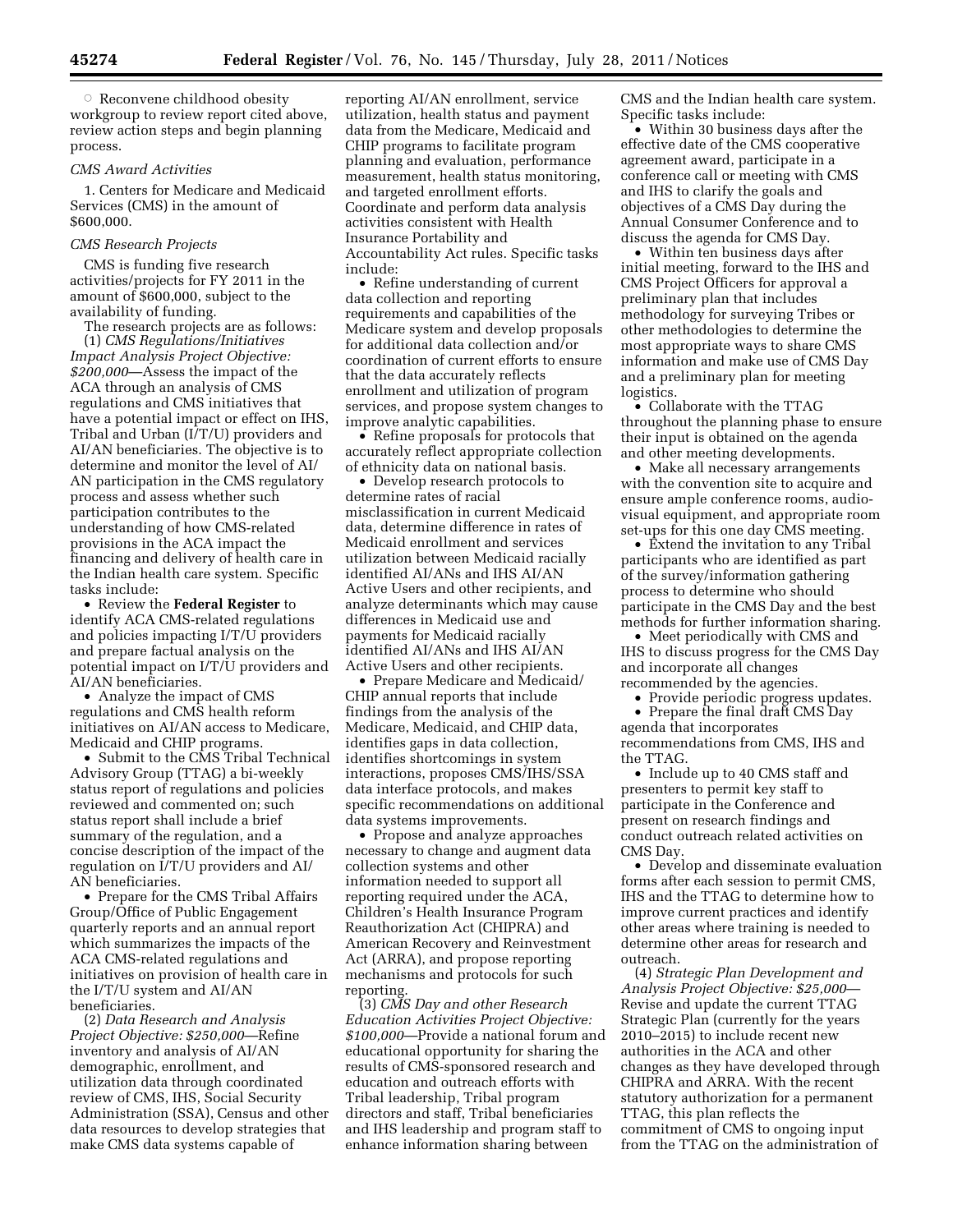◦ Reconvene childhood obesity workgroup to review report cited above, review action steps and begin planning process.

*CMS Award Activities*

1. Centers for Medicare and Medicaid Services (CMS) in the amount of $600,000.

*CMS Research Projects*

CMS is funding five research activities/projects for FY 2011 in the amount of $600,000, subject to the availability of funding.

The research projects are as follows:

(1) *CMS Regulations/Initiatives Impact Analysis Project Objective: $200,000*—Assess the impact of the ACA through an analysis of CMS regulations and CMS initiatives that have a potential impact or effect on IHS, Tribal and Urban (I/T/U) providers and AI/AN beneficiaries. The objective is to determine and monitor the level of AI/AN participation in the CMS regulatory process and assess whether such participation contributes to the understanding of how CMS-related provisions in the ACA impact the financing and delivery of health care in the Indian health care system. Specific tasks include:

- Review the **Federal Register** to identify ACA CMS-related regulations and policies impacting I/T/U providers and prepare factual analysis on the potential impact on I/T/U providers and AI/AN beneficiaries.
- Analyze the impact of CMS regulations and CMS health reform initiatives on AI/AN access to Medicare, Medicaid and CHIP programs.
- Submit to the CMS Tribal Technical Advisory Group (TTAG) a bi-weekly status report of regulations and policies reviewed and commented on; such status report shall include a brief summary of the regulation, and a concise description of the impact of the regulation on I/T/U providers and AI/AN beneficiaries.
- Prepare for the CMS Tribal Affairs Group/Office of Public Engagement quarterly reports and an annual report which summarizes the impacts of the ACA CMS-related regulations and initiatives on provision of health care in the I/T/U system and AI/AN beneficiaries.

(2) *Data Research and Analysis Project Objective: $250,000*—Refine inventory and analysis of AI/AN demographic, enrollment, and utilization data through coordinated review of CMS, IHS, Social Security Administration (SSA), Census and other data resources to develop strategies that make CMS data systems capable of reporting AI/AN enrollment, service utilization, health status and payment data from the Medicare, Medicaid and CHIP programs to facilitate program planning and evaluation, performance measurement, health status monitoring, and targeted enrollment efforts. Coordinate and perform data analysis activities consistent with Health Insurance Portability and Accountability Act rules. Specific tasks include:

- Refine understanding of current data collection and reporting requirements and capabilities of the Medicare system and develop proposals for additional data collection and/or coordination of current efforts to ensure that the data accurately reflects enrollment and utilization of program services, and propose system changes to improve analytic capabilities.
- Refine proposals for protocols that accurately reflect appropriate collection of ethnicity data on national basis.
- Develop research protocols to determine rates of racial misclassification in current Medicaid data, determine difference in rates of Medicaid enrollment and services utilization between Medicaid racially identified AI/ANs and IHS AI/AN Active Users and other recipients, and analyze determinants which may cause differences in Medicaid use and payments for Medicaid racially identified AI/ANs and IHS AI/AN Active Users and other recipients.
- Prepare Medicare and Medicaid/CHIP annual reports that include findings from the analysis of the Medicare, Medicaid, and CHIP data, identifies gaps in data collection, identifies shortcomings in system interactions, proposes CMS/IHS/SSA data interface protocols, and makes specific recommendations on additional data systems improvements.
- Propose and analyze approaches necessary to change and augment data collection systems and other information needed to support all reporting required under the ACA, Children's Health Insurance Program Reauthorization Act (CHIPRA) and American Recovery and Reinvestment Act (ARRA), and propose reporting mechanisms and protocols for such reporting.

(3) *CMS Day and other Research Education Activities Project Objective: $100,000*—Provide a national forum and educational opportunity for sharing the results of CMS-sponsored research and education and outreach efforts with Tribal leadership, Tribal program directors and staff, Tribal beneficiaries and IHS leadership and program staff to enhance information sharing between CMS and the Indian health care system. Specific tasks include:

- Within 30 business days after the effective date of the CMS cooperative agreement award, participate in a conference call or meeting with CMS and IHS to clarify the goals and objectives of a CMS Day during the Annual Consumer Conference and to discuss the agenda for CMS Day.
- Within ten business days after initial meeting, forward to the IHS and CMS Project Officers for approval a preliminary plan that includes methodology for surveying Tribes or other methodologies to determine the most appropriate ways to share CMS information and make use of CMS Day and a preliminary plan for meeting logistics.
- Collaborate with the TTAG throughout the planning phase to ensure their input is obtained on the agenda and other meeting developments.
- Make all necessary arrangements with the convention site to acquire and ensure ample conference rooms, audio-visual equipment, and appropriate room set-ups for this one day CMS meeting.
- Extend the invitation to any Tribal participants who are identified as part of the survey/information gathering process to determine who should participate in the CMS Day and the best methods for further information sharing.
- Meet periodically with CMS and IHS to discuss progress for the CMS Day and incorporate all changes recommended by the agencies.
- Provide periodic progress updates.
- Prepare the final draft CMS Day agenda that incorporates recommendations from CMS, IHS and the TTAG.
- Include up to 40 CMS staff and presenters to permit key staff to participate in the Conference and present on research findings and conduct outreach related activities on CMS Day.
- Develop and disseminate evaluation forms after each session to permit CMS, IHS and the TTAG to determine how to improve current practices and identify other areas where training is needed to determine other areas for research and outreach.

(4) *Strategic Plan Development and Analysis Project Objective: $25,000*—Revise and update the current TTAG Strategic Plan (currently for the years 2010–2015) to include recent new authorities in the ACA and other changes as they have developed through CHIPRA and ARRA. With the recent statutory authorization for a permanent TTAG, this plan reflects the commitment of CMS to ongoing input from the TTAG on the administration of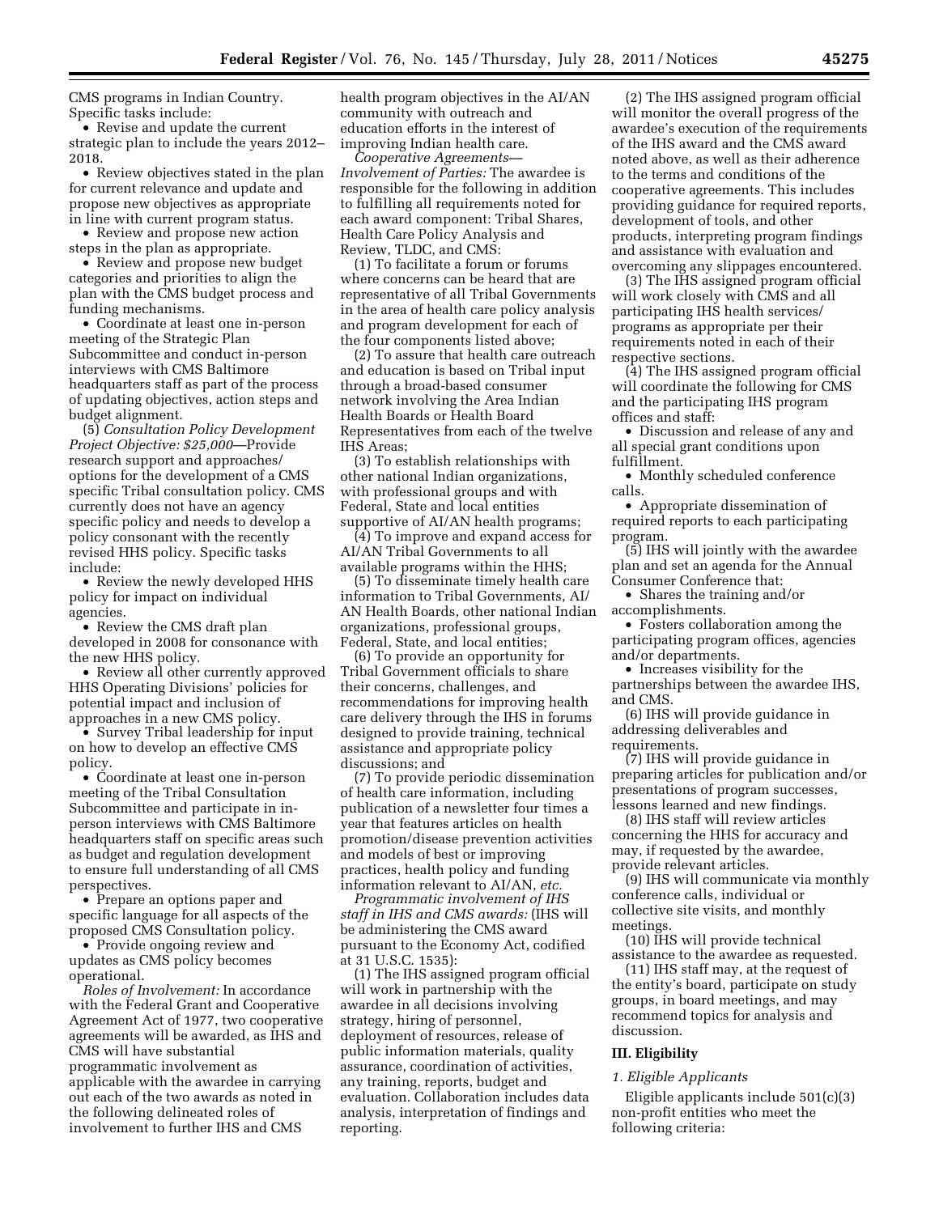CMS programs in Indian Country. Specific tasks include:

- Revise and update the current strategic plan to include the years 2012–2018.
- Review objectives stated in the plan for current relevance and update and propose new objectives as appropriate in line with current program status.
- Review and propose new action steps in the plan as appropriate.
- Review and propose new budget categories and priorities to align the plan with the CMS budget process and funding mechanisms.
- Coordinate at least one in-person meeting of the Strategic Plan Subcommittee and conduct in-person interviews with CMS Baltimore headquarters staff as part of the process of updating objectives, action steps and budget alignment.

(5) *Consultation Policy Development Project Objective: $25,000*—Provide research support and approaches/options for the development of a CMS specific Tribal consultation policy. CMS currently does not have an agency specific policy and needs to develop a policy consonant with the recently revised HHS policy. Specific tasks include:

- Review the newly developed HHS policy for impact on individual agencies.
- Review the CMS draft plan developed in 2008 for consonance with the new HHS policy.
- Review all other currently approved HHS Operating Divisions' policies for potential impact and inclusion of approaches in a new CMS policy.
- Survey Tribal leadership for input on how to develop an effective CMS policy.
- Coordinate at least one in-person meeting of the Tribal Consultation Subcommittee and participate in in-person interviews with CMS Baltimore headquarters staff on specific areas such as budget and regulation development to ensure full understanding of all CMS perspectives.
- Prepare an options paper and specific language for all aspects of the proposed CMS Consultation policy.
- Provide ongoing review and updates as CMS policy becomes operational.

*Roles of Involvement:* In accordance with the Federal Grant and Cooperative Agreement Act of 1977, two cooperative agreements will be awarded, as IHS and CMS will have substantial programmatic involvement as applicable with the awardee in carrying out each of the two awards as noted in the following delineated roles of involvement to further IHS and CMS health program objectives in the AI/AN community with outreach and education efforts in the interest of improving Indian health care.

*Cooperative Agreements—Involvement of Parties:* The awardee is responsible for the following in addition to fulfilling all requirements noted for each award component: Tribal Shares, Health Care Policy Analysis and Review, TLDC, and CMS:

(1) To facilitate a forum or forums where concerns can be heard that are representative of all Tribal Governments in the area of health care policy analysis and program development for each of the four components listed above;

(2) To assure that health care outreach and education is based on Tribal input through a broad-based consumer network involving the Area Indian Health Boards or Health Board Representatives from each of the twelve IHS Areas;

(3) To establish relationships with other national Indian organizations, with professional groups and with Federal, State and local entities supportive of AI/AN health programs;

(4) To improve and expand access for AI/AN Tribal Governments to all available programs within the HHS;

(5) To disseminate timely health care information to Tribal Governments, AI/AN Health Boards, other national Indian organizations, professional groups, Federal, State, and local entities;

(6) To provide an opportunity for Tribal Government officials to share their concerns, challenges, and recommendations for improving health care delivery through the IHS in forums designed to provide training, technical assistance and appropriate policy discussions; and

(7) To provide periodic dissemination of health care information, including publication of a newsletter four times a year that features articles on health promotion/disease prevention activities and models of best or improving practices, health policy and funding information relevant to AI/AN, *etc.*

*Programmatic involvement of IHS staff in IHS and CMS awards:* (IHS will be administering the CMS award pursuant to the Economy Act, codified at 31 U.S.C. 1535):

(1) The IHS assigned program official will work in partnership with the awardee in all decisions involving strategy, hiring of personnel, deployment of resources, release of public information materials, quality assurance, coordination of activities, any training, reports, budget and evaluation. Collaboration includes data analysis, interpretation of findings and reporting.

(2) The IHS assigned program official will monitor the overall progress of the awardee's execution of the requirements of the IHS award and the CMS award noted above, as well as their adherence to the terms and conditions of the cooperative agreements. This includes providing guidance for required reports, development of tools, and other products, interpreting program findings and assistance with evaluation and overcoming any slippages encountered.

(3) The IHS assigned program official will work closely with CMS and all participating IHS health services/programs as appropriate per their requirements noted in each of their respective sections.

(4) The IHS assigned program official will coordinate the following for CMS and the participating IHS program offices and staff:

- Discussion and release of any and all special grant conditions upon fulfillment.
- Monthly scheduled conference calls.
- Appropriate dissemination of required reports to each participating program.

(5) IHS will jointly with the awardee plan and set an agenda for the Annual Consumer Conference that:

- Shares the training and/or accomplishments.
- Fosters collaboration among the participating program offices, agencies and/or departments.
- Increases visibility for the partnerships between the awardee IHS, and CMS.

(6) IHS will provide guidance in addressing deliverables and requirements.

(7) IHS will provide guidance in preparing articles for publication and/or presentations of program successes, lessons learned and new findings.

(8) IHS staff will review articles concerning the HHS for accuracy and may, if requested by the awardee, provide relevant articles.

(9) IHS will communicate via monthly conference calls, individual or collective site visits, and monthly meetings.

(10) IHS will provide technical assistance to the awardee as requested.

(11) IHS staff may, at the request of the entity's board, participate on study groups, in board meetings, and may recommend topics for analysis and discussion.

## III. Eligibility

*1. Eligible Applicants*

Eligible applicants include 501(c)(3) non-profit entities who meet the following criteria: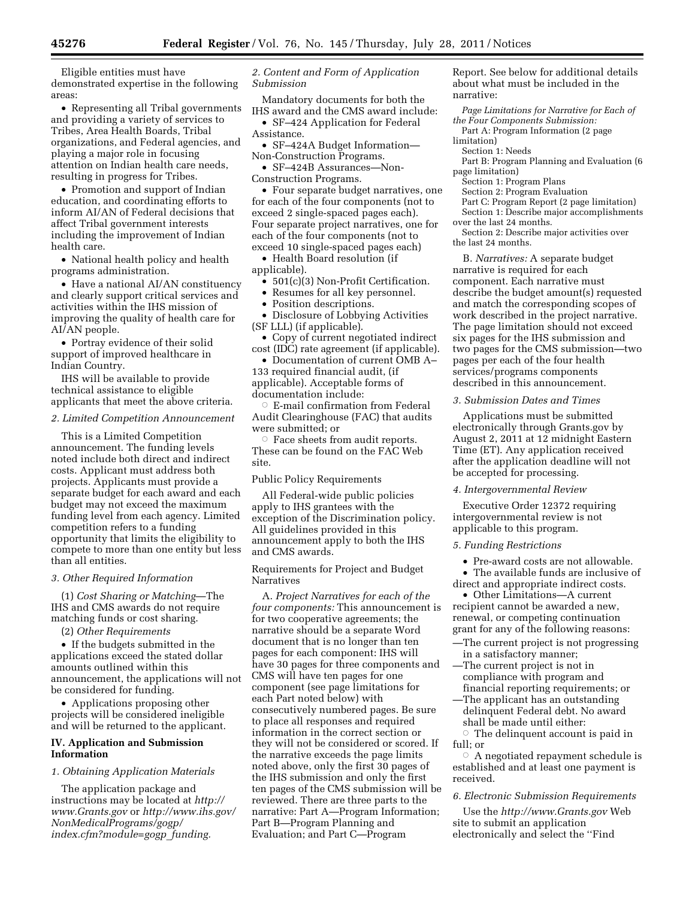Eligible entities must have demonstrated expertise in the following areas:

- Representing all Tribal governments and providing a variety of services to Tribes, Area Health Boards, Tribal organizations, and Federal agencies, and playing a major role in focusing attention on Indian health care needs, resulting in progress for Tribes.
- Promotion and support of Indian education, and coordinating efforts to inform AI/AN of Federal decisions that affect Tribal government interests including the improvement of Indian health care.
- National health policy and health programs administration.
- Have a national AI/AN constituency and clearly support critical services and activities within the IHS mission of improving the quality of health care for AI/AN people.
- Portray evidence of their solid support of improved healthcare in Indian Country.

IHS will be available to provide technical assistance to eligible applicants that meet the above criteria.

*2. Limited Competition Announcement*

This is a Limited Competition announcement. The funding levels noted include both direct and indirect costs. Applicant must address both projects. Applicants must provide a separate budget for each award and each budget may not exceed the maximum funding level from each agency. Limited competition refers to a funding opportunity that limits the eligibility to compete to more than one entity but less than all entities.

*3. Other Required Information*

(1) *Cost Sharing or Matching*—The IHS and CMS awards do not require matching funds or cost sharing.

(2) *Other Requirements*

- If the budgets submitted in the applications exceed the stated dollar amounts outlined within this announcement, the applications will not be considered for funding.
- Applications proposing other projects will be considered ineligible and will be returned to the applicant.

## IV. Application and Submission Information

*1. Obtaining Application Materials*

The application package and instructions may be located at *http://www.Grants.gov* or *http://www.ihs.gov/NonMedicalPrograms/gogp/index.cfm?module=gogp_funding.*

*2. Content and Form of Application Submission*

Mandatory documents for both the IHS award and the CMS award include:

- SF–424 Application for Federal Assistance.
- SF–424A Budget Information—Non-Construction Programs.
- SF–424B Assurances—Non-Construction Programs.
- Four separate budget narratives, one for each of the four components (not to exceed 2 single-spaced pages each). Four separate project narratives, one for each of the four components (not to exceed 10 single-spaced pages each)
- Health Board resolution (if applicable).
- 501(c)(3) Non-Profit Certification.
- Resumes for all key personnel.
- Position descriptions.
- Disclosure of Lobbying Activities (SF LLL) (if applicable).
- Copy of current negotiated indirect cost (IDC) rate agreement (if applicable).
- Documentation of current OMB A–133 required financial audit, (if applicable). Acceptable forms of documentation include:
  - E-mail confirmation from Federal Audit Clearinghouse (FAC) that audits were submitted; or
  - Face sheets from audit reports. These can be found on the FAC Web site.

Public Policy Requirements

All Federal-wide public policies apply to IHS grantees with the exception of the Discrimination policy. All guidelines provided in this announcement apply to both the IHS and CMS awards.

Requirements for Project and Budget Narratives

A. *Project Narratives for each of the four components:* This announcement is for two cooperative agreements; the narrative should be a separate Word document that is no longer than ten pages for each component: IHS will have 30 pages for three components and CMS will have ten pages for one component (see page limitations for each Part noted below) with consecutively numbered pages. Be sure to place all responses and required information in the correct section or they will not be considered or scored. If the narrative exceeds the page limits noted above, only the first 30 pages of the IHS submission and only the first ten pages of the CMS submission will be reviewed. There are three parts to the narrative: Part A—Program Information; Part B—Program Planning and Evaluation; and Part C—Program Report. See below for additional details about what must be included in the narrative:

*Page Limitations for Narrative for Each of the Four Components Submission:*

Part A: Program Information (2 page limitation)

Section 1: Needs

Part B: Program Planning and Evaluation (6 page limitation)

Section 1: Program Plans

Section 2: Program Evaluation

Part C: Program Report (2 page limitation)

Section 1: Describe major accomplishments over the last 24 months.

Section 2: Describe major activities over the last 24 months.

B. *Narratives:* A separate budget narrative is required for each component. Each narrative must describe the budget amount(s) requested and match the corresponding scopes of work described in the project narrative. The page limitation should not exceed six pages for the IHS submission and two pages for the CMS submission—two pages per each of the four health services/programs components described in this announcement.

*3. Submission Dates and Times*

Applications must be submitted electronically through Grants.gov by August 2, 2011 at 12 midnight Eastern Time (ET). Any application received after the application deadline will not be accepted for processing.

*4. Intergovernmental Review*

Executive Order 12372 requiring intergovernmental review is not applicable to this program.

*5. Funding Restrictions*

- Pre-award costs are not allowable.
- The available funds are inclusive of direct and appropriate indirect costs.
- Other Limitations—A current recipient cannot be awarded a new, renewal, or competing continuation grant for any of the following reasons:

—The current project is not progressing in a satisfactory manner;

—The current project is not in compliance with program and financial reporting requirements; or

—The applicant has an outstanding delinquent Federal debt. No award shall be made until either:

- The delinquent account is paid in full; or
- A negotiated repayment schedule is established and at least one payment is received.

*6. Electronic Submission Requirements*

Use the *http://www.Grants.gov* Web site to submit an application electronically and select the ''Find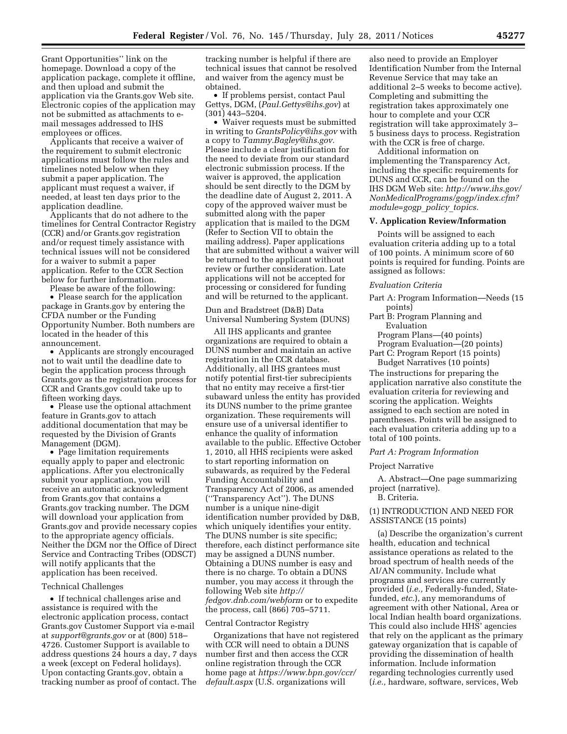Grant Opportunities'' link on the homepage. Download a copy of the application package, complete it offline, and then upload and submit the application via the Grants.gov Web site. Electronic copies of the application may not be submitted as attachments to e-mail messages addressed to IHS employees or offices.

Applicants that receive a waiver of the requirement to submit electronic applications must follow the rules and timelines noted below when they submit a paper application. The applicant must request a waiver, if needed, at least ten days prior to the application deadline.

Applicants that do not adhere to the timelines for Central Contractor Registry (CCR) and/or Grants.gov registration and/or request timely assistance with technical issues will not be considered for a waiver to submit a paper application. Refer to the CCR Section below for further information.

Please be aware of the following:

- Please search for the application package in Grants.gov by entering the CFDA number or the Funding Opportunity Number. Both numbers are located in the header of this announcement.
- Applicants are strongly encouraged not to wait until the deadline date to begin the application process through Grants.gov as the registration process for CCR and Grants.gov could take up to fifteen working days.
- Please use the optional attachment feature in Grants.gov to attach additional documentation that may be requested by the Division of Grants Management (DGM).
- Page limitation requirements equally apply to paper and electronic applications. After you electronically submit your application, you will receive an automatic acknowledgment from Grants.gov that contains a Grants.gov tracking number. The DGM will download your application from Grants.gov and provide necessary copies to the appropriate agency officials. Neither the DGM nor the Office of Direct Service and Contracting Tribes (ODSCT) will notify applicants that the application has been received.

Technical Challenges

- If technical challenges arise and assistance is required with the electronic application process, contact Grants.gov Customer Support via e-mail at *support@grants.gov* or at (800) 518–4726. Customer Support is available to address questions 24 hours a day, 7 days a week (except on Federal holidays). Upon contacting Grants.gov, obtain a tracking number as proof of contact. The tracking number is helpful if there are technical issues that cannot be resolved and waiver from the agency must be obtained.
- If problems persist, contact Paul Gettys, DGM, (*Paul.Gettys@ihs.gov*) at (301) 443–5204.
- Waiver requests must be submitted in writing to *GrantsPolicy@ihs.gov* with a copy to *Tammy.Bagley@ihs.gov*. Please include a clear justification for the need to deviate from our standard electronic submission process. If the waiver is approved, the application should be sent directly to the DGM by the deadline date of August 2, 2011. A copy of the approved waiver must be submitted along with the paper application that is mailed to the DGM (Refer to Section VII to obtain the mailing address). Paper applications that are submitted without a waiver will be returned to the applicant without review or further consideration. Late applications will not be accepted for processing or considered for funding and will be returned to the applicant.

Dun and Bradstreet (D&B) Data Universal Numbering System (DUNS)

All IHS applicants and grantee organizations are required to obtain a DUNS number and maintain an active registration in the CCR database. Additionally, all IHS grantees must notify potential first-tier subrecipients that no entity may receive a first-tier subaward unless the entity has provided its DUNS number to the prime grantee organization. These requirements will ensure use of a universal identifier to enhance the quality of information available to the public. Effective October 1, 2010, all HHS recipients were asked to start reporting information on subawards, as required by the Federal Funding Accountability and Transparency Act of 2006, as amended (''Transparency Act''). The DUNS number is a unique nine-digit identification number provided by D&B, which uniquely identifies your entity. The DUNS number is site specific; therefore, each distinct performance site may be assigned a DUNS number. Obtaining a DUNS number is easy and there is no charge. To obtain a DUNS number, you may access it through the following Web site *http://fedgov.dnb.com/webform* or to expedite the process, call (866) 705–5711.

Central Contractor Registry

Organizations that have not registered with CCR will need to obtain a DUNS number first and then access the CCR online registration through the CCR home page at *https://www.bpn.gov/ccr/default.aspx* (U.S. organizations will also need to provide an Employer Identification Number from the Internal Revenue Service that may take an additional 2–5 weeks to become active). Completing and submitting the registration takes approximately one hour to complete and your CCR registration will take approximately 3–5 business days to process. Registration with the CCR is free of charge.

Additional information on implementing the Transparency Act, including the specific requirements for DUNS and CCR, can be found on the IHS DGM Web site: *http://www.ihs.gov/NonMedicalPrograms/gogp/index.cfm?module=gogp_policy_topics.*

### V. Application Review/Information

Points will be assigned to each evaluation criteria adding up to a total of 100 points. A minimum score of 60 points is required for funding. Points are assigned as follows:

*Evaluation Criteria*

Part A: Program Information—Needs (15 points)
Part B: Program Planning and Evaluation
  Program Plans—(40 points)
  Program Evaluation—(20 points)
Part C: Program Report (15 points)
  Budget Narratives (10 points)

The instructions for preparing the application narrative also constitute the evaluation criteria for reviewing and scoring the application. Weights assigned to each section are noted in parentheses. Points will be assigned to each evaluation criteria adding up to a total of 100 points.

*Part A: Program Information*

Project Narrative

A. Abstract—One page summarizing project (narrative).
B. Criteria.

(1) INTRODUCTION AND NEED FOR ASSISTANCE (15 points)

(a) Describe the organization's current health, education and technical assistance operations as related to the broad spectrum of health needs of the AI/AN community. Include what programs and services are currently provided (*i.e.,* Federally-funded, State-funded, *etc.*), any memorandums of agreement with other National, Area or local Indian health board organizations. This could also include HHS' agencies that rely on the applicant as the primary gateway organization that is capable of providing the dissemination of health information. Include information regarding technologies currently used (*i.e.,* hardware, software, services, Web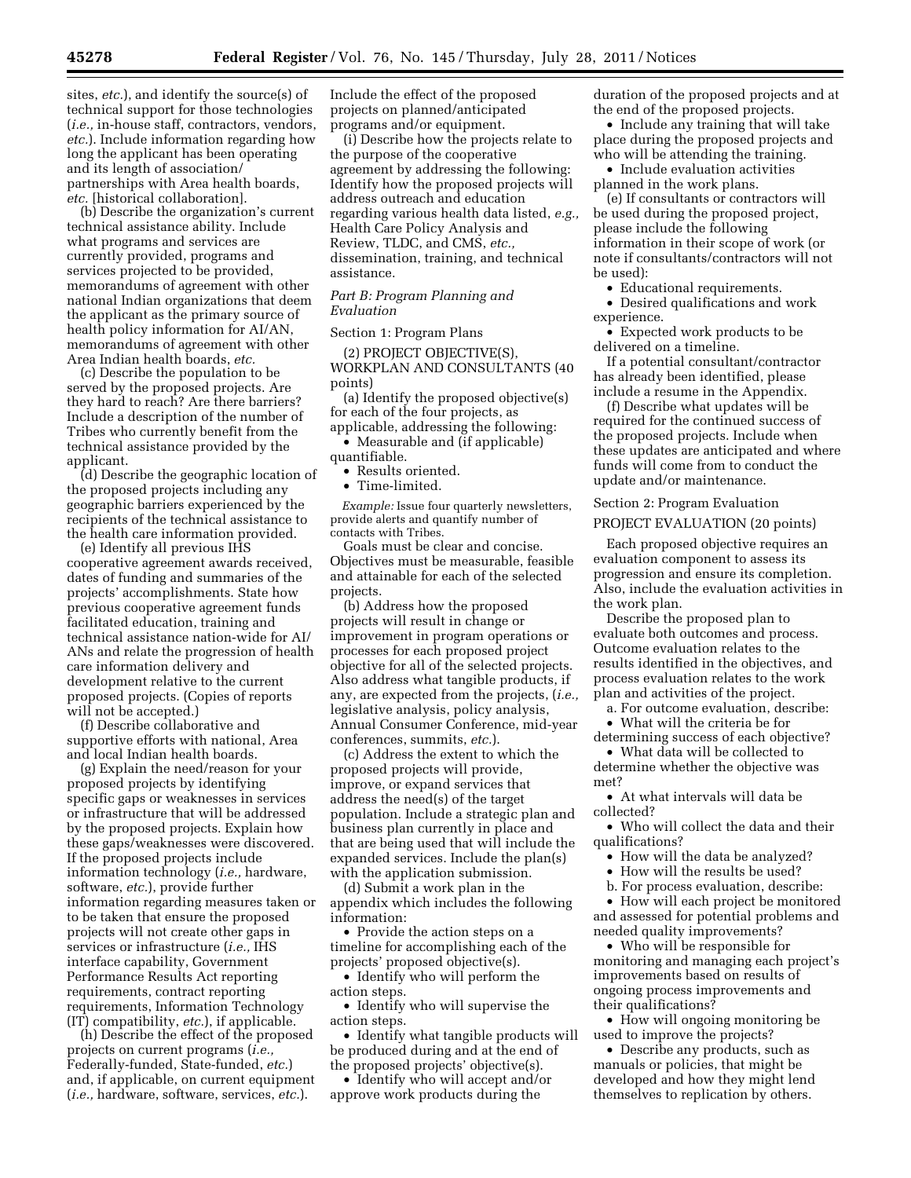sites, *etc.*), and identify the source(s) of technical support for those technologies (*i.e.,* in-house staff, contractors, vendors, *etc.*). Include information regarding how long the applicant has been operating and its length of association/partnerships with Area health boards, *etc.* [historical collaboration].

(b) Describe the organization's current technical assistance ability. Include what programs and services are currently provided, programs and services projected to be provided, memorandums of agreement with other national Indian organizations that deem the applicant as the primary source of health policy information for AI/AN, memorandums of agreement with other Area Indian health boards, *etc.*

(c) Describe the population to be served by the proposed projects. Are they hard to reach? Are there barriers? Include a description of the number of Tribes who currently benefit from the technical assistance provided by the applicant.

(d) Describe the geographic location of the proposed projects including any geographic barriers experienced by the recipients of the technical assistance to the health care information provided.

(e) Identify all previous IHS cooperative agreement awards received, dates of funding and summaries of the projects' accomplishments. State how previous cooperative agreement funds facilitated education, training and technical assistance nation-wide for AI/ANs and relate the progression of health care information delivery and development relative to the current proposed projects. (Copies of reports will not be accepted.)

(f) Describe collaborative and supportive efforts with national, Area and local Indian health boards.

(g) Explain the need/reason for your proposed projects by identifying specific gaps or weaknesses in services or infrastructure that will be addressed by the proposed projects. Explain how these gaps/weaknesses were discovered. If the proposed projects include information technology (*i.e.,* hardware, software, *etc.*), provide further information regarding measures taken or to be taken that ensure the proposed projects will not create other gaps in services or infrastructure (*i.e.,* IHS interface capability, Government Performance Results Act reporting requirements, contract reporting requirements, Information Technology (IT) compatibility, *etc.*), if applicable.

(h) Describe the effect of the proposed projects on current programs (*i.e.,* Federally-funded, State-funded, *etc.*) and, if applicable, on current equipment (*i.e.,* hardware, software, services, *etc.*). Include the effect of the proposed projects on planned/anticipated programs and/or equipment.

(i) Describe how the projects relate to the purpose of the cooperative agreement by addressing the following: Identify how the proposed projects will address outreach and education regarding various health data listed, *e.g.,* Health Care Policy Analysis and Review, TLDC, and CMS, *etc.,* dissemination, training, and technical assistance.

*Part B: Program Planning and Evaluation*

Section 1: Program Plans

(2) PROJECT OBJECTIVE(S), WORKPLAN AND CONSULTANTS (40 points)

(a) Identify the proposed objective(s) for each of the four projects, as applicable, addressing the following:

- Measurable and (if applicable) quantifiable.
- Results oriented.
- Time-limited.

*Example:* Issue four quarterly newsletters, provide alerts and quantify number of contacts with Tribes.

Goals must be clear and concise. Objectives must be measurable, feasible and attainable for each of the selected projects.

(b) Address how the proposed projects will result in change or improvement in program operations or processes for each proposed project objective for all of the selected projects. Also address what tangible products, if any, are expected from the projects, (*i.e.,* legislative analysis, policy analysis, Annual Consumer Conference, mid-year conferences, summits, *etc.*).

(c) Address the extent to which the proposed projects will provide, improve, or expand services that address the need(s) of the target population. Include a strategic plan and business plan currently in place and that are being used that will include the expanded services. Include the plan(s) with the application submission.

(d) Submit a work plan in the appendix which includes the following information:

- Provide the action steps on a timeline for accomplishing each of the projects' proposed objective(s).
- Identify who will perform the action steps.
- Identify who will supervise the action steps.
- Identify what tangible products will be produced during and at the end of the proposed projects' objective(s).
- Identify who will accept and/or approve work products during the duration of the proposed projects and at the end of the proposed projects.
- Include any training that will take place during the proposed projects and who will be attending the training.
- Include evaluation activities planned in the work plans.

(e) If consultants or contractors will be used during the proposed project, please include the following information in their scope of work (or note if consultants/contractors will not be used):

- Educational requirements.
- Desired qualifications and work experience.
- Expected work products to be delivered on a timeline.

If a potential consultant/contractor has already been identified, please include a resume in the Appendix.

(f) Describe what updates will be required for the continued success of the proposed projects. Include when these updates are anticipated and where funds will come from to conduct the update and/or maintenance.

Section 2: Program Evaluation

PROJECT EVALUATION (20 points)

Each proposed objective requires an evaluation component to assess its progression and ensure its completion. Also, include the evaluation activities in the work plan.

Describe the proposed plan to evaluate both outcomes and process. Outcome evaluation relates to the results identified in the objectives, and process evaluation relates to the work plan and activities of the project.

a. For outcome evaluation, describe:

- What will the criteria be for determining success of each objective?
- What data will be collected to determine whether the objective was met?
- At what intervals will data be collected?
- Who will collect the data and their qualifications?
- How will the data be analyzed?
- How will the results be used?

b. For process evaluation, describe:

- How will each project be monitored and assessed for potential problems and needed quality improvements?
- Who will be responsible for monitoring and managing each project's improvements based on results of ongoing process improvements and their qualifications?
- How will ongoing monitoring be used to improve the projects?
- Describe any products, such as manuals or policies, that might be developed and how they might lend themselves to replication by others.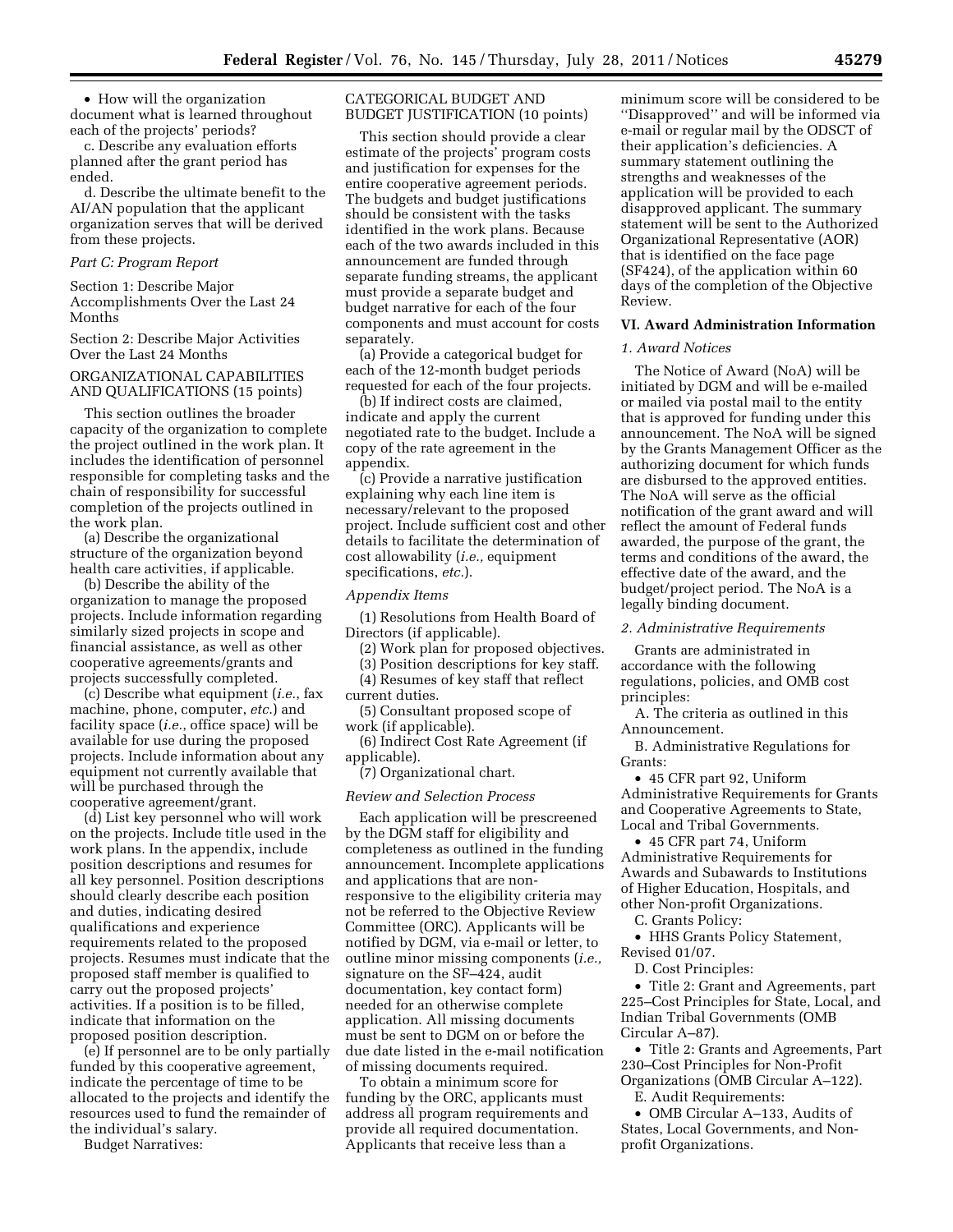- How will the organization document what is learned throughout each of the projects' periods?

c. Describe any evaluation efforts planned after the grant period has ended.

d. Describe the ultimate benefit to the AI/AN population that the applicant organization serves that will be derived from these projects.

*Part C: Program Report*

Section 1: Describe Major Accomplishments Over the Last 24 Months

Section 2: Describe Major Activities Over the Last 24 Months

ORGANIZATIONAL CAPABILITIES AND QUALIFICATIONS (15 points)

This section outlines the broader capacity of the organization to complete the project outlined in the work plan. It includes the identification of personnel responsible for completing tasks and the chain of responsibility for successful completion of the projects outlined in the work plan.

(a) Describe the organizational structure of the organization beyond health care activities, if applicable.

(b) Describe the ability of the organization to manage the proposed projects. Include information regarding similarly sized projects in scope and financial assistance, as well as other cooperative agreements/grants and projects successfully completed.

(c) Describe what equipment (*i.e.*, fax machine, phone, computer, *etc.*) and facility space (*i.e.*, office space) will be available for use during the proposed projects. Include information about any equipment not currently available that will be purchased through the cooperative agreement/grant.

(d) List key personnel who will work on the projects. Include title used in the work plans. In the appendix, include position descriptions and resumes for all key personnel. Position descriptions should clearly describe each position and duties, indicating desired qualifications and experience requirements related to the proposed projects. Resumes must indicate that the proposed staff member is qualified to carry out the proposed projects' activities. If a position is to be filled, indicate that information on the proposed position description.

(e) If personnel are to be only partially funded by this cooperative agreement, indicate the percentage of time to be allocated to the projects and identify the resources used to fund the remainder of the individual's salary.

Budget Narratives:

CATEGORICAL BUDGET AND BUDGET JUSTIFICATION (10 points)

This section should provide a clear estimate of the projects' program costs and justification for expenses for the entire cooperative agreement periods. The budgets and budget justifications should be consistent with the tasks identified in the work plans. Because each of the two awards included in this announcement are funded through separate funding streams, the applicant must provide a separate budget and budget narrative for each of the four components and must account for costs separately.

(a) Provide a categorical budget for each of the 12-month budget periods requested for each of the four projects.

(b) If indirect costs are claimed, indicate and apply the current negotiated rate to the budget. Include a copy of the rate agreement in the appendix.

(c) Provide a narrative justification explaining why each line item is necessary/relevant to the proposed project. Include sufficient cost and other details to facilitate the determination of cost allowability (*i.e.*, equipment specifications, *etc.*).

*Appendix Items*

(1) Resolutions from Health Board of Directors (if applicable).

(2) Work plan for proposed objectives.

(3) Position descriptions for key staff.

(4) Resumes of key staff that reflect current duties.

(5) Consultant proposed scope of work (if applicable).

(6) Indirect Cost Rate Agreement (if applicable).

(7) Organizational chart.

*Review and Selection Process*

Each application will be prescreened by the DGM staff for eligibility and completeness as outlined in the funding announcement. Incomplete applications and applications that are non-responsive to the eligibility criteria may not be referred to the Objective Review Committee (ORC). Applicants will be notified by DGM, via e-mail or letter, to outline minor missing components (*i.e.*, signature on the SF–424, audit documentation, key contact form) needed for an otherwise complete application. All missing documents must be sent to DGM on or before the due date listed in the e-mail notification of missing documents required.

To obtain a minimum score for funding by the ORC, applicants must address all program requirements and provide all required documentation. Applicants that receive less than a minimum score will be considered to be ''Disapproved'' and will be informed via e-mail or regular mail by the ODSCT of their application's deficiencies. A summary statement outlining the strengths and weaknesses of the application will be provided to each disapproved applicant. The summary statement will be sent to the Authorized Organizational Representative (AOR) that is identified on the face page (SF424), of the application within 60 days of the completion of the Objective Review.

## VI. Award Administration Information

*1. Award Notices*

The Notice of Award (NoA) will be initiated by DGM and will be e-mailed or mailed via postal mail to the entity that is approved for funding under this announcement. The NoA will be signed by the Grants Management Officer as the authorizing document for which funds are disbursed to the approved entities. The NoA will serve as the official notification of the grant award and will reflect the amount of Federal funds awarded, the purpose of the grant, the terms and conditions of the award, the effective date of the award, and the budget/project period. The NoA is a legally binding document.

*2. Administrative Requirements*

Grants are administrated in accordance with the following regulations, policies, and OMB cost principles:

A. The criteria as outlined in this Announcement.

B. Administrative Regulations for Grants:

- 45 CFR part 92, Uniform Administrative Requirements for Grants and Cooperative Agreements to State, Local and Tribal Governments.
- 45 CFR part 74, Uniform Administrative Requirements for Awards and Subawards to Institutions of Higher Education, Hospitals, and other Non-profit Organizations.

C. Grants Policy:

- HHS Grants Policy Statement, Revised 01/07.

D. Cost Principles:

- Title 2: Grant and Agreements, part 225–Cost Principles for State, Local, and Indian Tribal Governments (OMB Circular A–87).
- Title 2: Grants and Agreements, Part 230–Cost Principles for Non-Profit Organizations (OMB Circular A–122).

E. Audit Requirements:

- OMB Circular A–133, Audits of States, Local Governments, and Non-profit Organizations.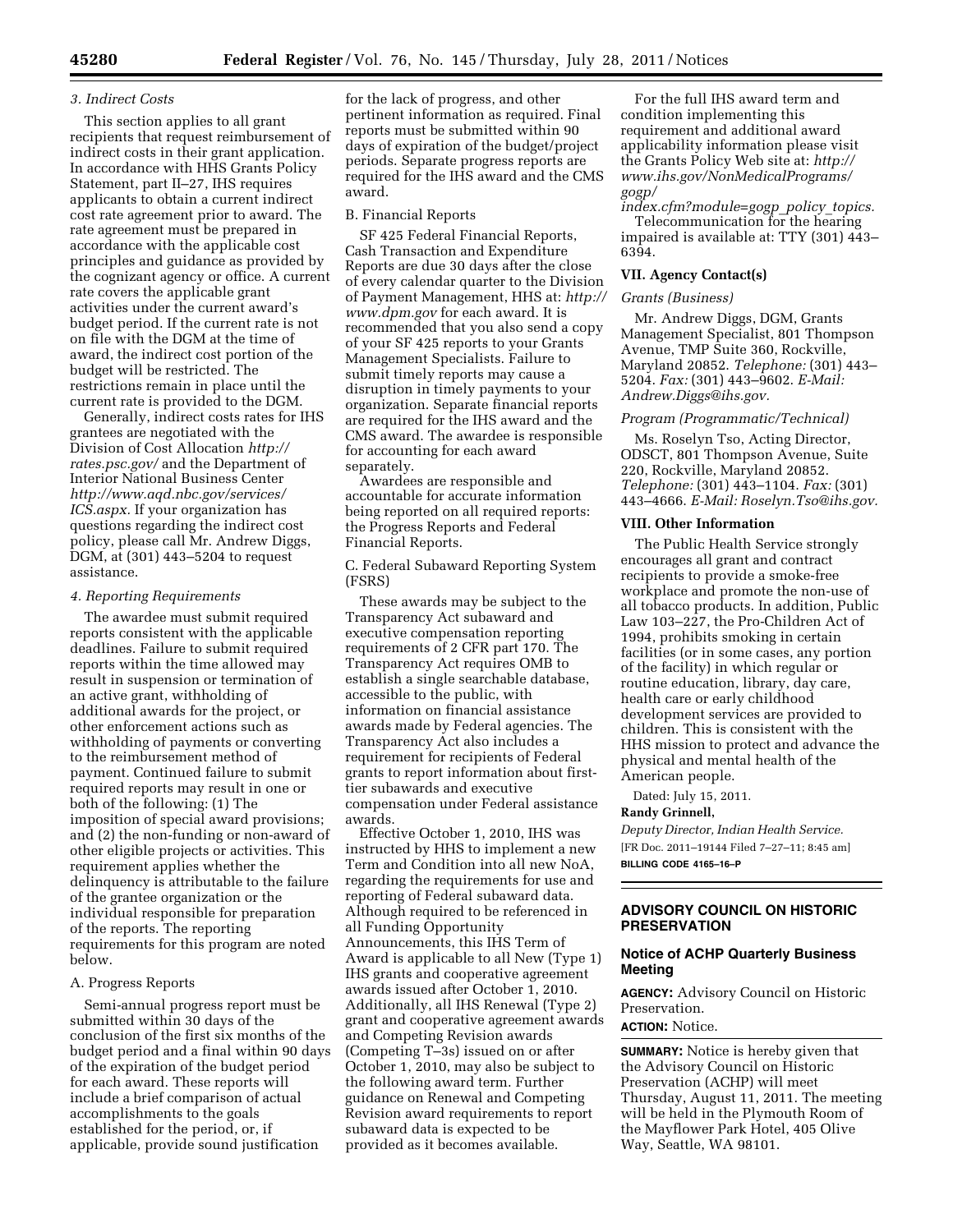### 3. Indirect Costs

This section applies to all grant recipients that request reimbursement of indirect costs in their grant application. In accordance with HHS Grants Policy Statement, part II–27, IHS requires applicants to obtain a current indirect cost rate agreement prior to award. The rate agreement must be prepared in accordance with the applicable cost principles and guidance as provided by the cognizant agency or office. A current rate covers the applicable grant activities under the current award's budget period. If the current rate is not on file with the DGM at the time of award, the indirect cost portion of the budget will be restricted. The restrictions remain in place until the current rate is provided to the DGM.

Generally, indirect costs rates for IHS grantees are negotiated with the Division of Cost Allocation *http://rates.psc.gov/* and the Department of Interior National Business Center *http://www.aqd.nbc.gov/services/ICS.aspx.* If your organization has questions regarding the indirect cost policy, please call Mr. Andrew Diggs, DGM, at (301) 443–5204 to request assistance.

### 4. Reporting Requirements

The awardee must submit required reports consistent with the applicable deadlines. Failure to submit required reports within the time allowed may result in suspension or termination of an active grant, withholding of additional awards for the project, or other enforcement actions such as withholding of payments or converting to the reimbursement method of payment. Continued failure to submit required reports may result in one or both of the following: (1) The imposition of special award provisions; and (2) the non-funding or non-award of other eligible projects or activities. This requirement applies whether the delinquency is attributable to the failure of the grantee organization or the individual responsible for preparation of the reports. The reporting requirements for this program are noted below.

A. Progress Reports

Semi-annual progress report must be submitted within 30 days of the conclusion of the first six months of the budget period and a final within 90 days of the expiration of the budget period for each award. These reports will include a brief comparison of actual accomplishments to the goals established for the period, or, if applicable, provide sound justification for the lack of progress, and other pertinent information as required. Final reports must be submitted within 90 days of expiration of the budget/project periods. Separate progress reports are required for the IHS award and the CMS award.

B. Financial Reports

SF 425 Federal Financial Reports, Cash Transaction and Expenditure Reports are due 30 days after the close of every calendar quarter to the Division of Payment Management, HHS at: *http://www.dpm.gov* for each award. It is recommended that you also send a copy of your SF 425 reports to your Grants Management Specialists. Failure to submit timely reports may cause a disruption in timely payments to your organization. Separate financial reports are required for the IHS award and the CMS award. The awardee is responsible for accounting for each award separately.

Awardees are responsible and accountable for accurate information being reported on all required reports: the Progress Reports and Federal Financial Reports.

C. Federal Subaward Reporting System (FSRS)

These awards may be subject to the Transparency Act subaward and executive compensation reporting requirements of 2 CFR part 170. The Transparency Act requires OMB to establish a single searchable database, accessible to the public, with information on financial assistance awards made by Federal agencies. The Transparency Act also includes a requirement for recipients of Federal grants to report information about first-tier subawards and executive compensation under Federal assistance awards.

Effective October 1, 2010, IHS was instructed by HHS to implement a new Term and Condition into all new NoA, regarding the requirements for use and reporting of Federal subaward data. Although required to be referenced in all Funding Opportunity Announcements, this IHS Term of Award is applicable to all New (Type 1) IHS grants and cooperative agreement awards issued after October 1, 2010. Additionally, all IHS Renewal (Type 2) grant and cooperative agreement awards and Competing Revision awards (Competing T–3s) issued on or after October 1, 2010, may also be subject to the following award term. Further guidance on Renewal and Competing Revision award requirements to report subaward data is expected to be provided as it becomes available.

For the full IHS award term and condition implementing this requirement and additional award applicability information please visit the Grants Policy Web site at: *http://www.ihs.gov/NonMedicalPrograms/gogp/index.cfm?module=gogp_policy_topics.*

Telecommunication for the hearing impaired is available at: TTY (301) 443–6394.

## VII. Agency Contact(s)

*Grants (Business)*

Mr. Andrew Diggs, DGM, Grants Management Specialist, 801 Thompson Avenue, TMP Suite 360, Rockville, Maryland 20852. *Telephone:* (301) 443–5204. *Fax:* (301) 443–9602. *E-Mail: Andrew.Diggs@ihs.gov.*

*Program (Programmatic/Technical)*

Ms. Roselyn Tso, Acting Director, ODSCT, 801 Thompson Avenue, Suite 220, Rockville, Maryland 20852. *Telephone:* (301) 443–1104. *Fax:* (301) 443–4666. *E-Mail: Roselyn.Tso@ihs.gov.*

## VIII. Other Information

The Public Health Service strongly encourages all grant and contract recipients to provide a smoke-free workplace and promote the non-use of all tobacco products. In addition, Public Law 103–227, the Pro-Children Act of 1994, prohibits smoking in certain facilities (or in some cases, any portion of the facility) in which regular or routine education, library, day care, health care or early childhood development services are provided to children. This is consistent with the HHS mission to protect and advance the physical and mental health of the American people.

Dated: July 15, 2011.

**Randy Grinnell,**

*Deputy Director, Indian Health Service.*

[FR Doc. 2011–19144 Filed 7–27–11; 8:45 am]

**BILLING CODE 4165–16–P**

---

# ADVISORY COUNCIL ON HISTORIC PRESERVATION

## Notice of ACHP Quarterly Business Meeting

**AGENCY:** Advisory Council on Historic Preservation.

**ACTION:** Notice.

**SUMMARY:** Notice is hereby given that the Advisory Council on Historic Preservation (ACHP) will meet Thursday, August 11, 2011. The meeting will be held in the Plymouth Room of the Mayflower Park Hotel, 405 Olive Way, Seattle, WA 98101.